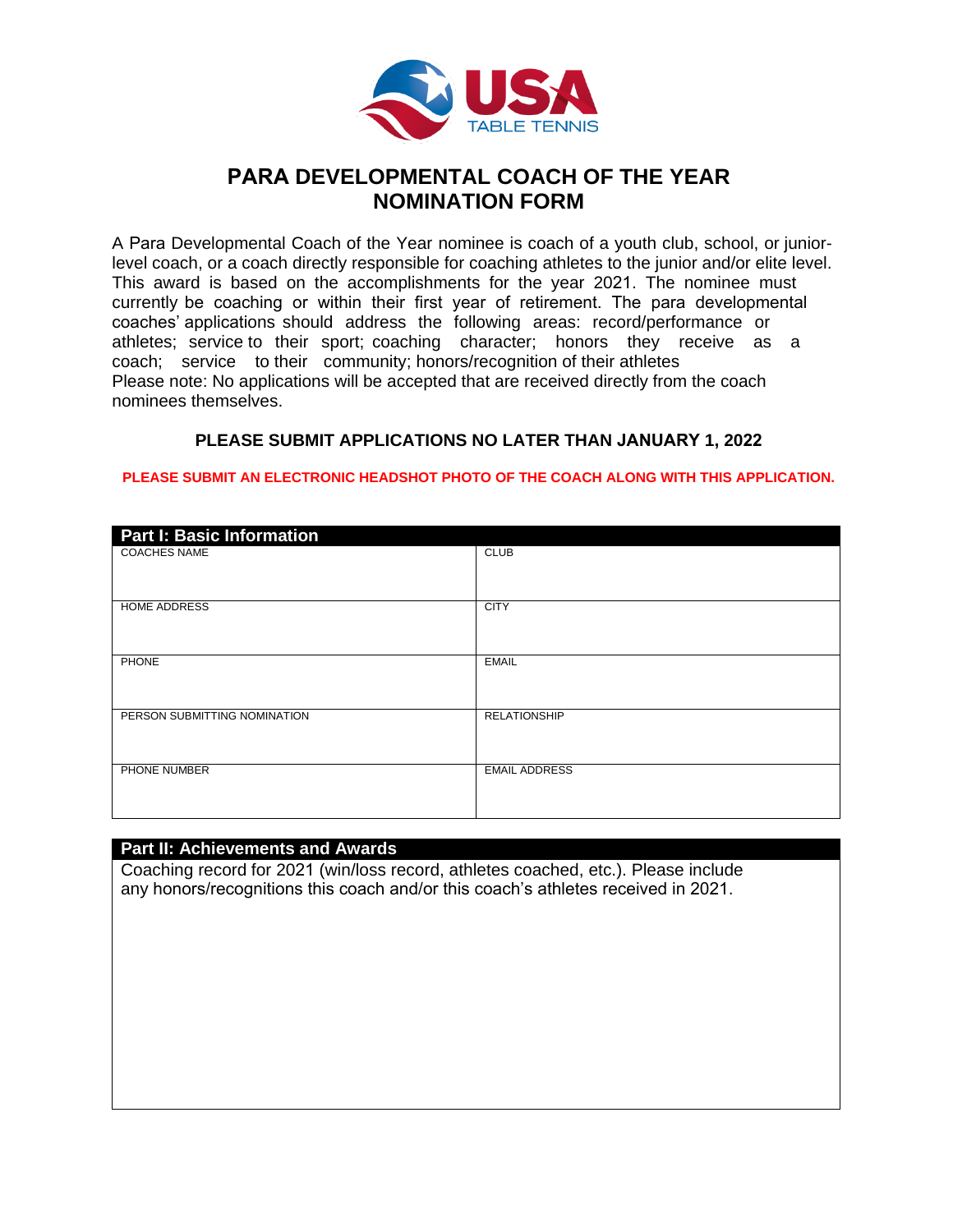# PARA DEVELOPMENTAL COACH OF THE YEAR NOMINATION FORM

A Para Developmental Coach of the Year nominee is coach of a youth club, school, or junior-level coach, or a coach directly responsible for coaching athletes to the junior and/or elite level. This award is based on the accomplishments for the year 2021. The nominee must currently be coaching or within their first year of retirement. The para developmental coaches' applications should address the following areas: record/performance or athletes; service to their sport; coaching character; honors they receive as a coach; service to their community; honors/recognition of their athletes
Please note: No applications will be accepted that are received directly from the coach nominees themselves.

**PLEASE SUBMIT APPLICATIONS NO LATER THAN JANUARY 1, 2022**

**PLEASE SUBMIT AN ELECTRONIC HEADSHOT PHOTO OF THE COACH ALONG WITH THIS APPLICATION.**

## Part I: Basic Information

| COACHES NAME | CLUB |
|---|---|
| HOME ADDRESS | CITY |
| PHONE | EMAIL |
| PERSON SUBMITTING NOMINATION | RELATIONSHIP |
| PHONE NUMBER | EMAIL ADDRESS |

## Part II: Achievements and Awards

Coaching record for 2021 (win/loss record, athletes coached, etc.). Please include any honors/recognitions this coach and/or this coach's athletes received in 2021.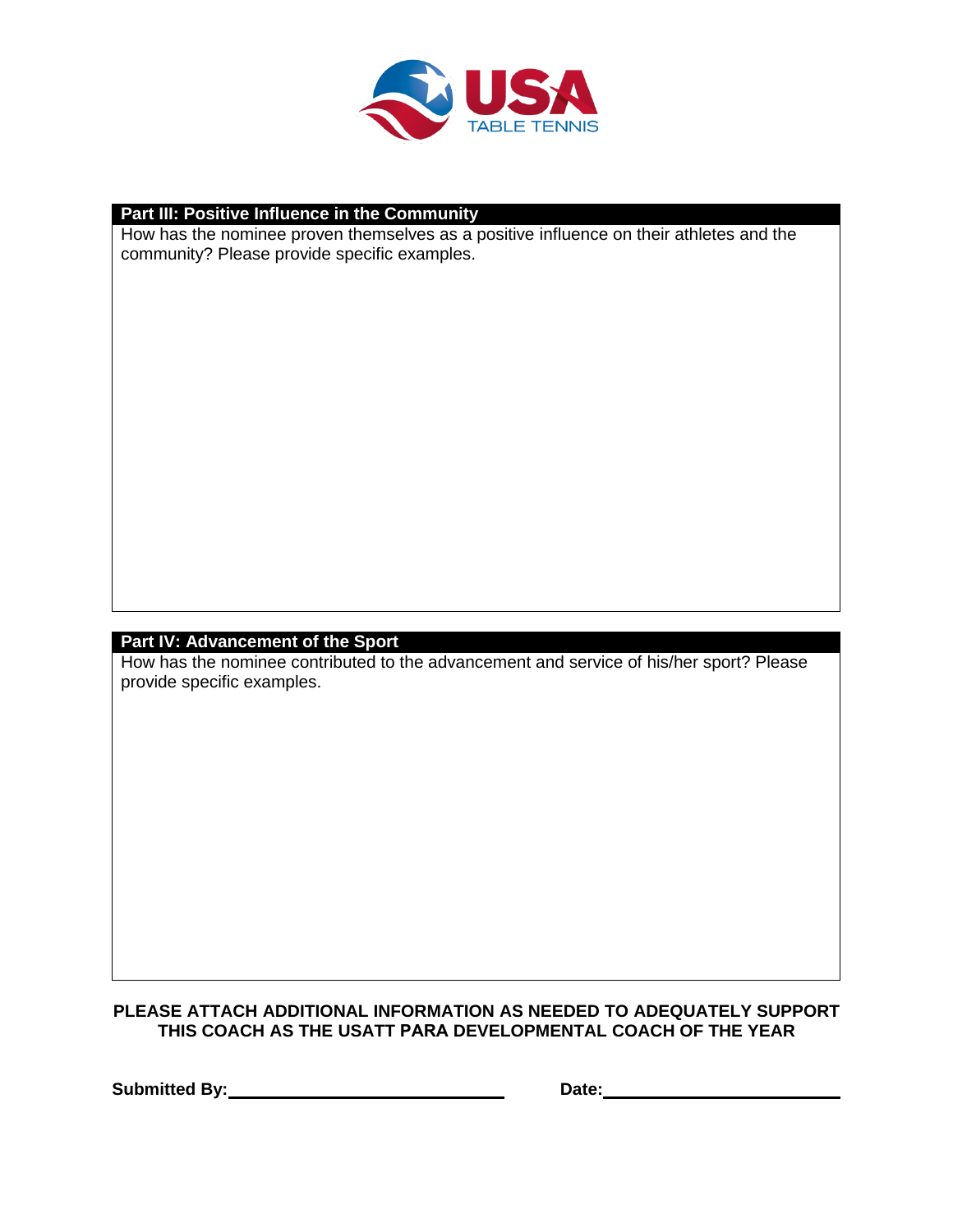## Part III: Positive Influence in the Community

How has the nominee proven themselves as a positive influence on their athletes and the community? Please provide specific examples.

## Part IV: Advancement of the Sport

How has the nominee contributed to the advancement and service of his/her sport? Please provide specific examples.

**PLEASE ATTACH ADDITIONAL INFORMATION AS NEEDED TO ADEQUATELY SUPPORT THIS COACH AS THE USATT PARA DEVELOPMENTAL COACH OF THE YEAR**

**Submitted By:** ______________________________ **Date:** __________________________